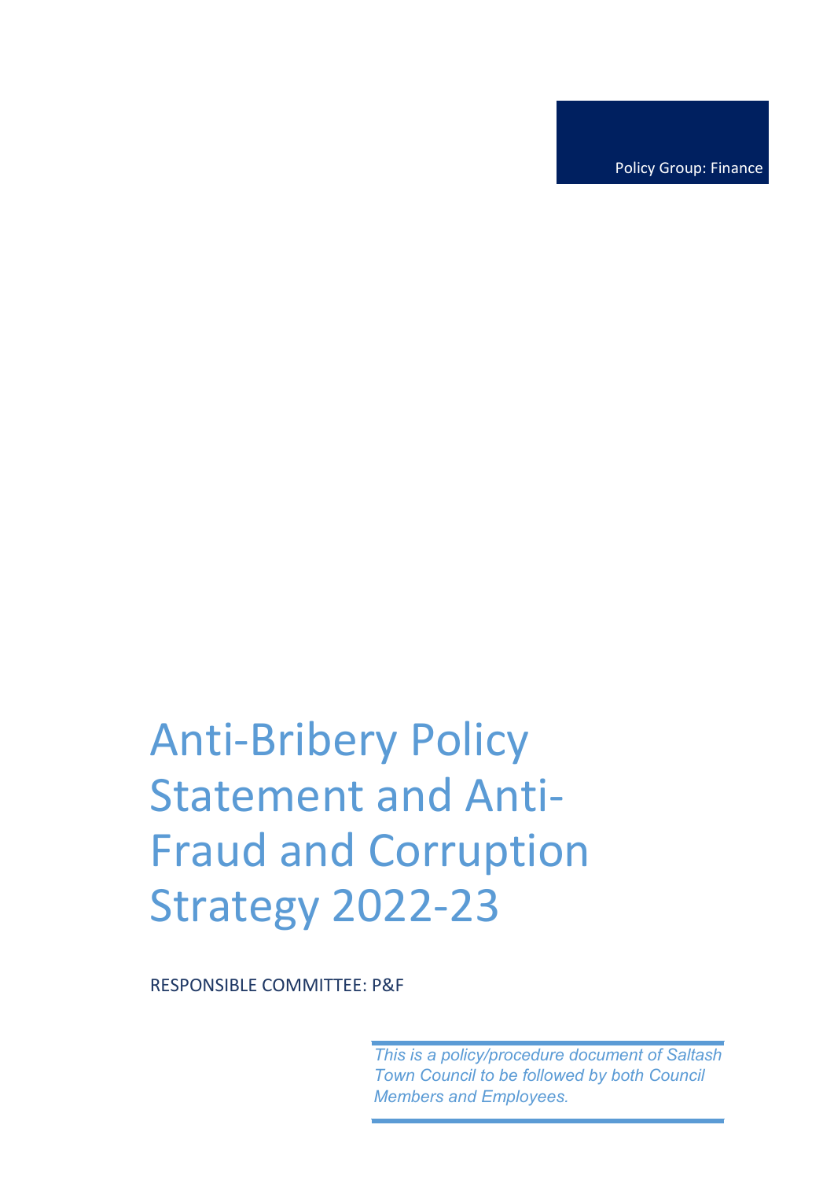Policy Group: Finance

# Anti-Bribery Policy Statement and Anti-Fraud and Corruption Strategy 2022-23

RESPONSIBLE COMMITTEE: P&F

*This is a policy/procedure document of Saltash Town Council to be followed by both Council Members and Employees.*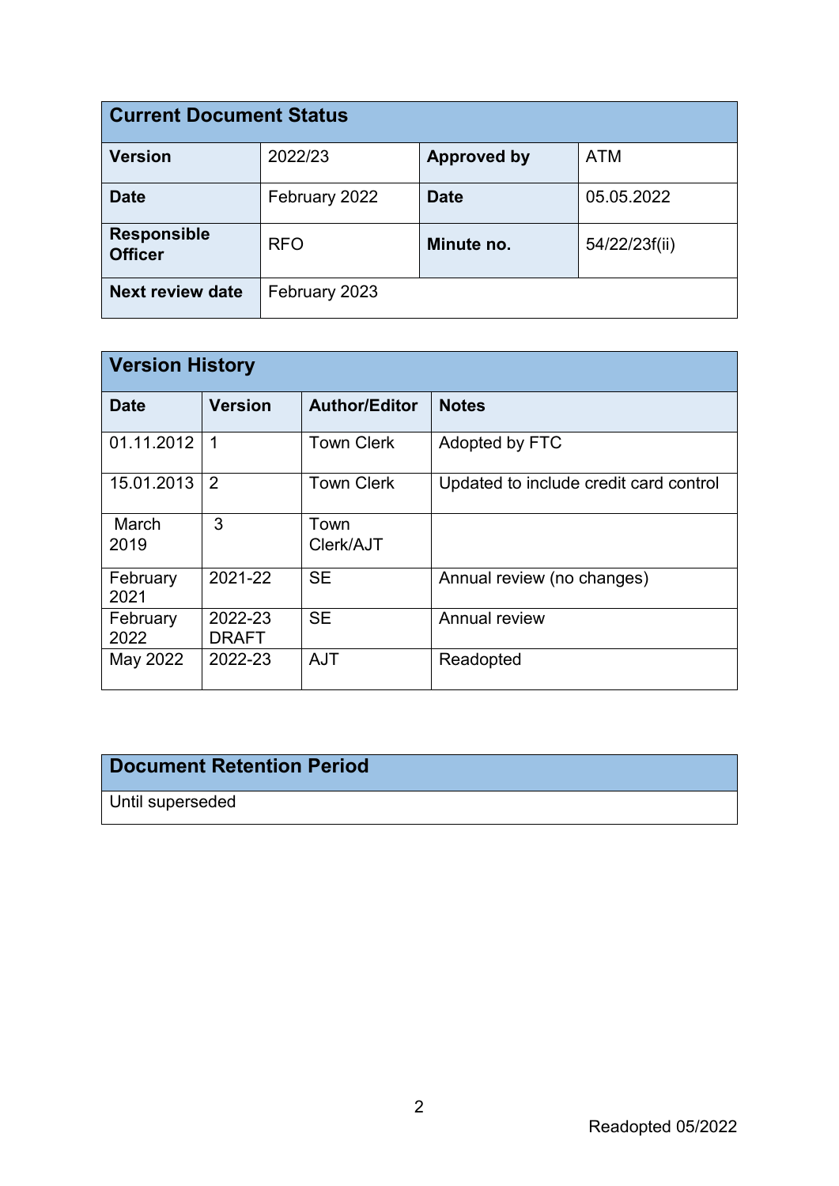| Current Document Status | | | |
|---|---|---|---|
| **Version** | 2022/23 | **Approved by** | ATM |
| **Date** | February 2022 | **Date** | 05.05.2022 |
| **Responsible Officer** | RFO | **Minute no.** | 54/22/23f(ii) |
| **Next review date** | February 2023 | | |

| Version History | | | |
|---|---|---|---|
| **Date** | **Version** | **Author/Editor** | **Notes** |
| 01.11.2012 | 1 | Town Clerk | Adopted by FTC |
| 15.01.2013 | 2 | Town Clerk | Updated to include credit card control |
| March 2019 | 3 | Town Clerk/AJT | |
| February 2021 | 2021-22 | SE | Annual review (no changes) |
| February 2022 | 2022-23 DRAFT | SE | Annual review |
| May 2022 | 2022-23 | AJT | Readopted |

| Document Retention Period |
|---|
| Until superseded |

Readopted 05/2022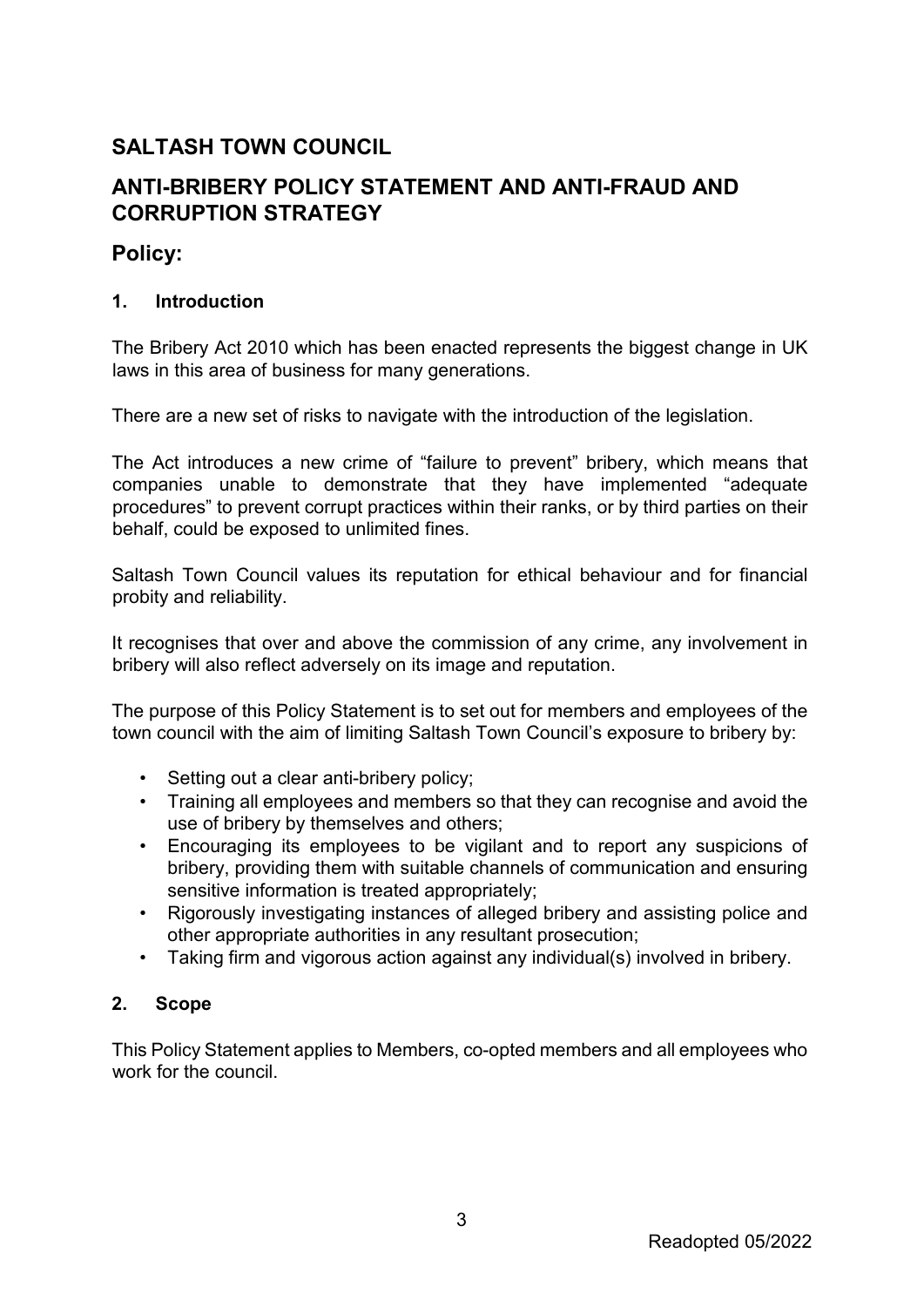# SALTASH TOWN COUNCIL

# ANTI-BRIBERY POLICY STATEMENT AND ANTI-FRAUD AND CORRUPTION STRATEGY

## Policy:

### 1. Introduction

The Bribery Act 2010 which has been enacted represents the biggest change in UK laws in this area of business for many generations.

There are a new set of risks to navigate with the introduction of the legislation.

The Act introduces a new crime of "failure to prevent" bribery, which means that companies unable to demonstrate that they have implemented "adequate procedures" to prevent corrupt practices within their ranks, or by third parties on their behalf, could be exposed to unlimited fines.

Saltash Town Council values its reputation for ethical behaviour and for financial probity and reliability.

It recognises that over and above the commission of any crime, any involvement in bribery will also reflect adversely on its image and reputation.

The purpose of this Policy Statement is to set out for members and employees of the town council with the aim of limiting Saltash Town Council's exposure to bribery by:

- Setting out a clear anti-bribery policy;
- Training all employees and members so that they can recognise and avoid the use of bribery by themselves and others;
- Encouraging its employees to be vigilant and to report any suspicions of bribery, providing them with suitable channels of communication and ensuring sensitive information is treated appropriately;
- Rigorously investigating instances of alleged bribery and assisting police and other appropriate authorities in any resultant prosecution;
- Taking firm and vigorous action against any individual(s) involved in bribery.

### 2. Scope

This Policy Statement applies to Members, co-opted members and all employees who work for the council.

Readopted 05/2022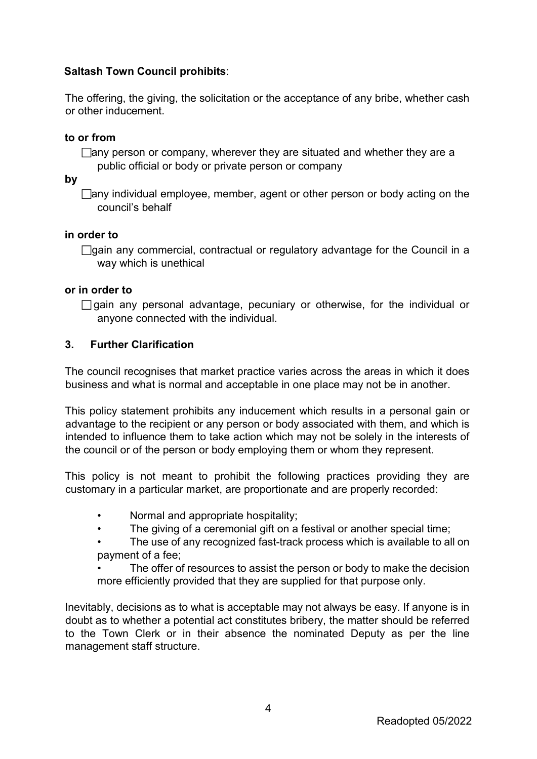**Saltash Town Council prohibits**:

The offering, the giving, the solicitation or the acceptance of any bribe, whether cash or other inducement.

**to or from**

- any person or company, wherever they are situated and whether they are a public official or body or private person or company

**by**

- any individual employee, member, agent or other person or body acting on the council's behalf

**in order to**

- gain any commercial, contractual or regulatory advantage for the Council in a way which is unethical

**or in order to**

- gain any personal advantage, pecuniary or otherwise, for the individual or anyone connected with the individual.

## 3. Further Clarification

The council recognises that market practice varies across the areas in which it does business and what is normal and acceptable in one place may not be in another.

This policy statement prohibits any inducement which results in a personal gain or advantage to the recipient or any person or body associated with them, and which is intended to influence them to take action which may not be solely in the interests of the council or of the person or body employing them or whom they represent.

This policy is not meant to prohibit the following practices providing they are customary in a particular market, are proportionate and are properly recorded:

- Normal and appropriate hospitality;
- The giving of a ceremonial gift on a festival or another special time;
- The use of any recognized fast-track process which is available to all on payment of a fee;
- The offer of resources to assist the person or body to make the decision more efficiently provided that they are supplied for that purpose only.

Inevitably, decisions as to what is acceptable may not always be easy. If anyone is in doubt as to whether a potential act constitutes bribery, the matter should be referred to the Town Clerk or in their absence the nominated Deputy as per the line management staff structure.

Readopted 05/2022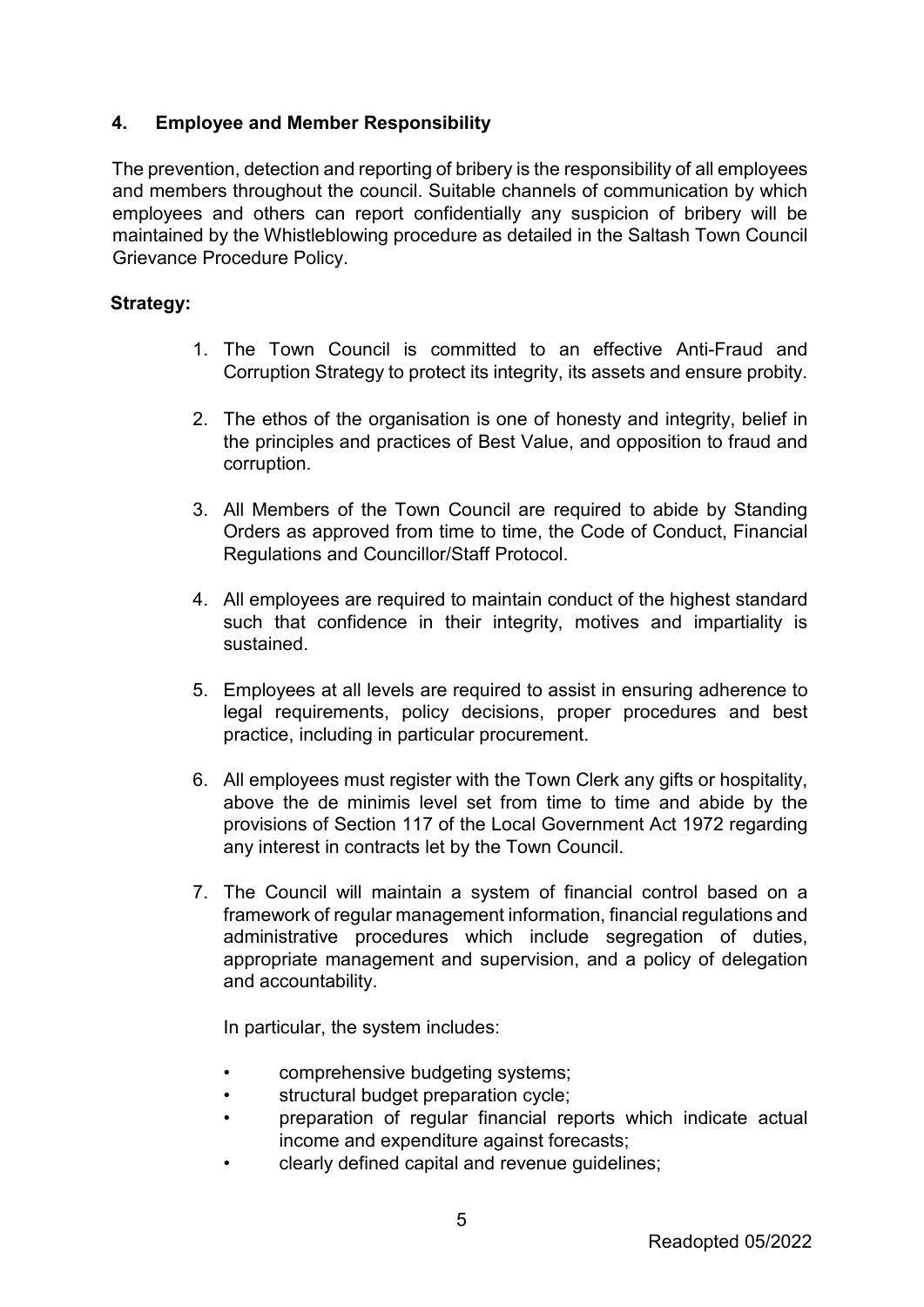## 4. Employee and Member Responsibility

The prevention, detection and reporting of bribery is the responsibility of all employees and members throughout the council. Suitable channels of communication by which employees and others can report confidentially any suspicion of bribery will be maintained by the Whistleblowing procedure as detailed in the Saltash Town Council Grievance Procedure Policy.

**Strategy:**

1. The Town Council is committed to an effective Anti-Fraud and Corruption Strategy to protect its integrity, its assets and ensure probity.

2. The ethos of the organisation is one of honesty and integrity, belief in the principles and practices of Best Value, and opposition to fraud and corruption.

3. All Members of the Town Council are required to abide by Standing Orders as approved from time to time, the Code of Conduct, Financial Regulations and Councillor/Staff Protocol.

4. All employees are required to maintain conduct of the highest standard such that confidence in their integrity, motives and impartiality is sustained.

5. Employees at all levels are required to assist in ensuring adherence to legal requirements, policy decisions, proper procedures and best practice, including in particular procurement.

6. All employees must register with the Town Clerk any gifts or hospitality, above the de minimis level set from time to time and abide by the provisions of Section 117 of the Local Government Act 1972 regarding any interest in contracts let by the Town Council.

7. The Council will maintain a system of financial control based on a framework of regular management information, financial regulations and administrative procedures which include segregation of duties, appropriate management and supervision, and a policy of delegation and accountability.

   In particular, the system includes:

   - comprehensive budgeting systems;
   - structural budget preparation cycle;
   - preparation of regular financial reports which indicate actual income and expenditure against forecasts;
   - clearly defined capital and revenue guidelines;

Readopted 05/2022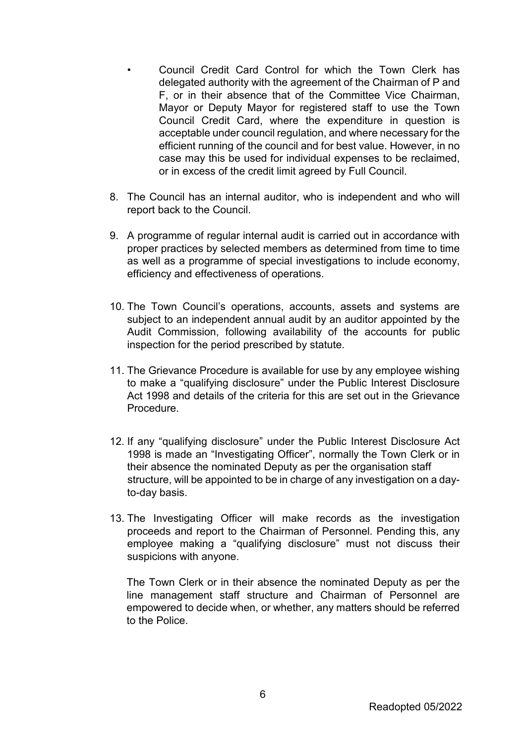- Council Credit Card Control for which the Town Clerk has delegated authority with the agreement of the Chairman of P and F, or in their absence that of the Committee Vice Chairman, Mayor or Deputy Mayor for registered staff to use the Town Council Credit Card, where the expenditure in question is acceptable under council regulation, and where necessary for the efficient running of the council and for best value. However, in no case may this be used for individual expenses to be reclaimed, or in excess of the credit limit agreed by Full Council.

8. The Council has an internal auditor, who is independent and who will report back to the Council.

9. A programme of regular internal audit is carried out in accordance with proper practices by selected members as determined from time to time as well as a programme of special investigations to include economy, efficiency and effectiveness of operations.

10. The Town Council's operations, accounts, assets and systems are subject to an independent annual audit by an auditor appointed by the Audit Commission, following availability of the accounts for public inspection for the period prescribed by statute.

11. The Grievance Procedure is available for use by any employee wishing to make a "qualifying disclosure" under the Public Interest Disclosure Act 1998 and details of the criteria for this are set out in the Grievance Procedure.

12. If any "qualifying disclosure" under the Public Interest Disclosure Act 1998 is made an "Investigating Officer", normally the Town Clerk or in their absence the nominated Deputy as per the organisation staff structure, will be appointed to be in charge of any investigation on a day-to-day basis.

13. The Investigating Officer will make records as the investigation proceeds and report to the Chairman of Personnel. Pending this, any employee making a "qualifying disclosure" must not discuss their suspicions with anyone.

    The Town Clerk or in their absence the nominated Deputy as per the line management staff structure and Chairman of Personnel are empowered to decide when, or whether, any matters should be referred to the Police.

Readopted 05/2022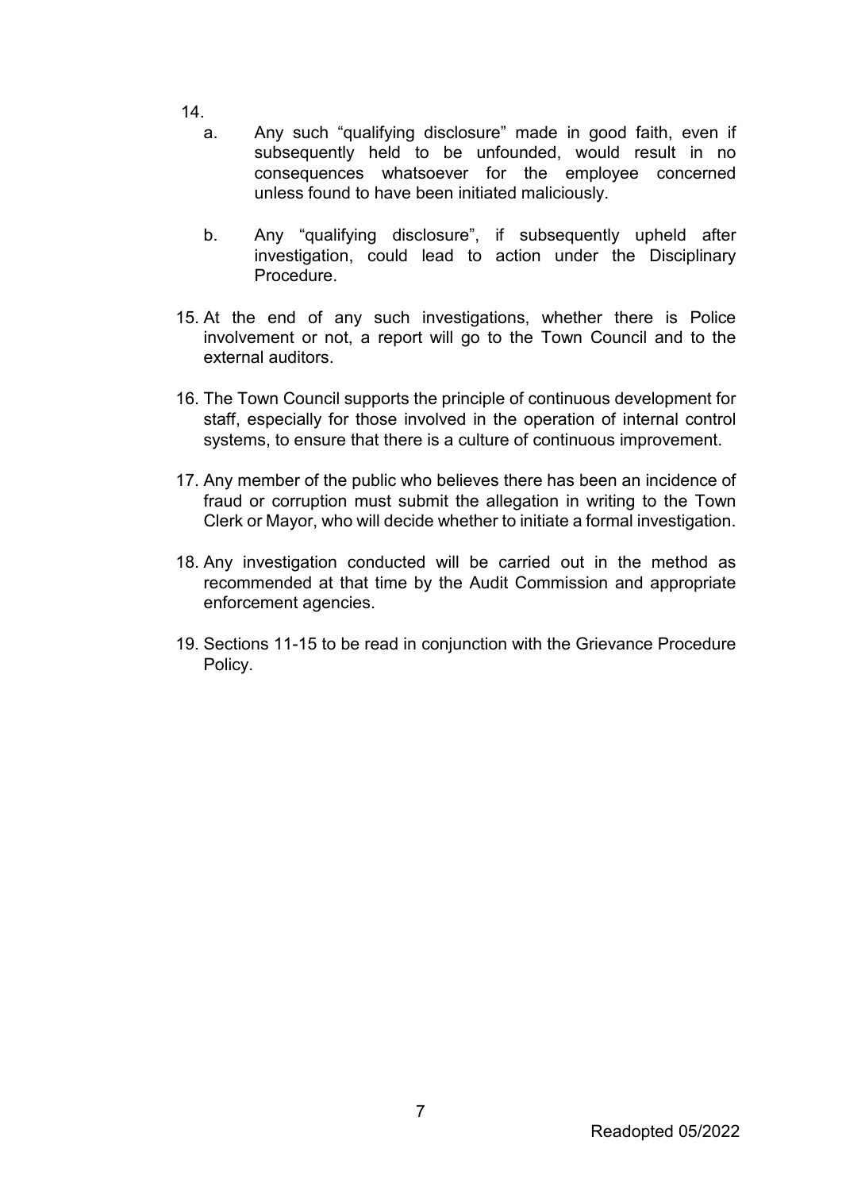14.

   a. Any such "qualifying disclosure" made in good faith, even if subsequently held to be unfounded, would result in no consequences whatsoever for the employee concerned unless found to have been initiated maliciously.

   b. Any "qualifying disclosure", if subsequently upheld after investigation, could lead to action under the Disciplinary Procedure.

15. At the end of any such investigations, whether there is Police involvement or not, a report will go to the Town Council and to the external auditors.

16. The Town Council supports the principle of continuous development for staff, especially for those involved in the operation of internal control systems, to ensure that there is a culture of continuous improvement.

17. Any member of the public who believes there has been an incidence of fraud or corruption must submit the allegation in writing to the Town Clerk or Mayor, who will decide whether to initiate a formal investigation.

18. Any investigation conducted will be carried out in the method as recommended at that time by the Audit Commission and appropriate enforcement agencies.

19. Sections 11-15 to be read in conjunction with the Grievance Procedure Policy.

Readopted 05/2022